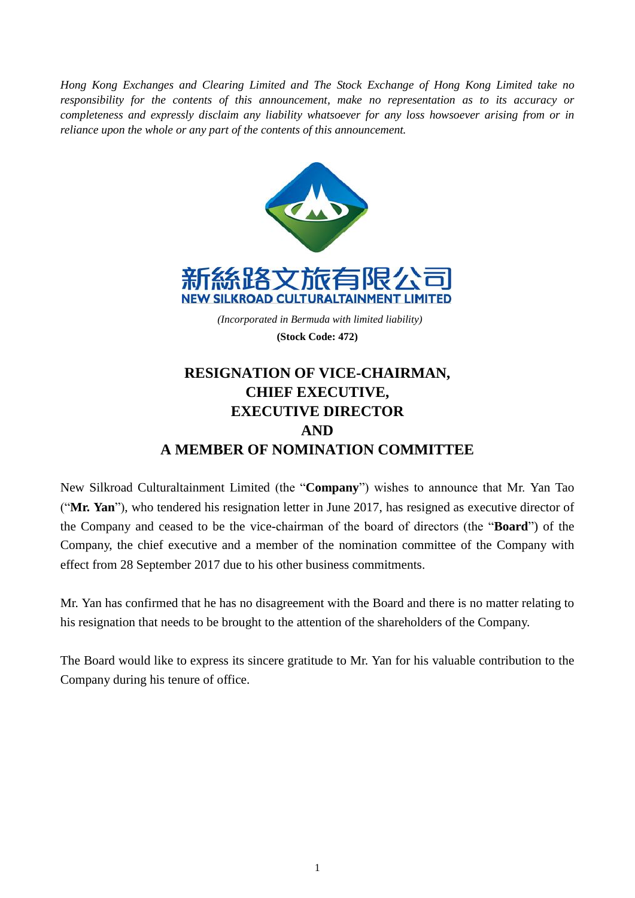*Hong Kong Exchanges and Clearing Limited and The Stock Exchange of Hong Kong Limited take no responsibility for the contents of this announcement, make no representation as to its accuracy or completeness and expressly disclaim any liability whatsoever for any loss howsoever arising from or in reliance upon the whole or any part of the contents of this announcement.*

新絲路文旅有限公司
NEW SILKROAD CULTURALTAINMENT LIMITED

*(Incorporated in Bermuda with limited liability)*

**(Stock Code: 472)**

# RESIGNATION OF VICE-CHAIRMAN, CHIEF EXECUTIVE, EXECUTIVE DIRECTOR AND A MEMBER OF NOMINATION COMMITTEE

New Silkroad Culturaltainment Limited (the "**Company**") wishes to announce that Mr. Yan Tao ("**Mr. Yan**"), who tendered his resignation letter in June 2017, has resigned as executive director of the Company and ceased to be the vice-chairman of the board of directors (the "**Board**") of the Company, the chief executive and a member of the nomination committee of the Company with effect from 28 September 2017 due to his other business commitments.

Mr. Yan has confirmed that he has no disagreement with the Board and there is no matter relating to his resignation that needs to be brought to the attention of the shareholders of the Company.

The Board would like to express its sincere gratitude to Mr. Yan for his valuable contribution to the Company during his tenure of office.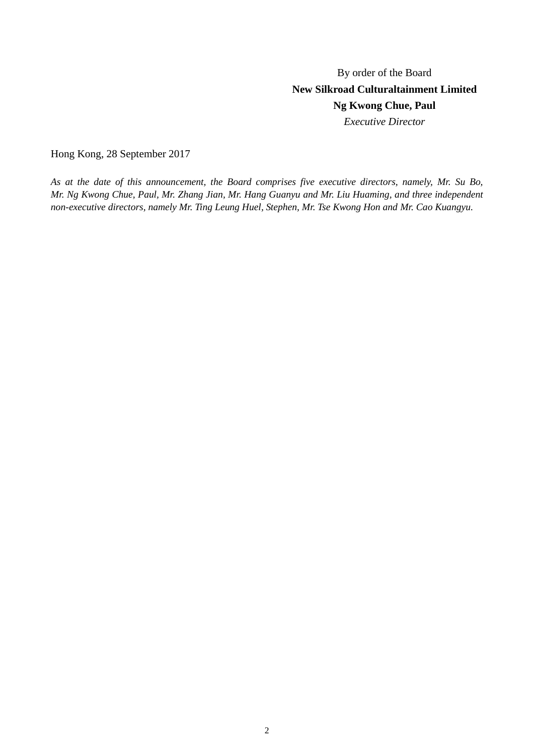By order of the Board

**New Silkroad Culturaltainment Limited**

**Ng Kwong Chue, Paul**

*Executive Director*

Hong Kong, 28 September 2017

*As at the date of this announcement, the Board comprises five executive directors, namely, Mr. Su Bo, Mr. Ng Kwong Chue, Paul, Mr. Zhang Jian, Mr. Hang Guanyu and Mr. Liu Huaming, and three independent non-executive directors, namely Mr. Ting Leung Huel, Stephen, Mr. Tse Kwong Hon and Mr. Cao Kuangyu.*